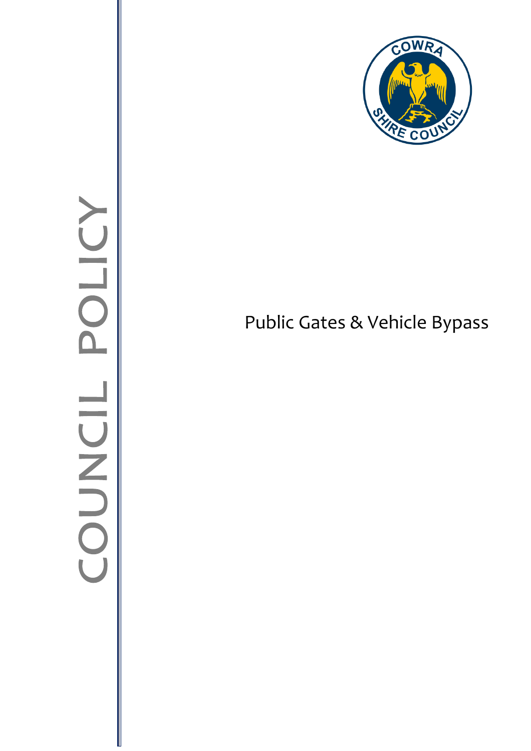COUNCIL POLICY

# Public Gates & Vehicle Bypass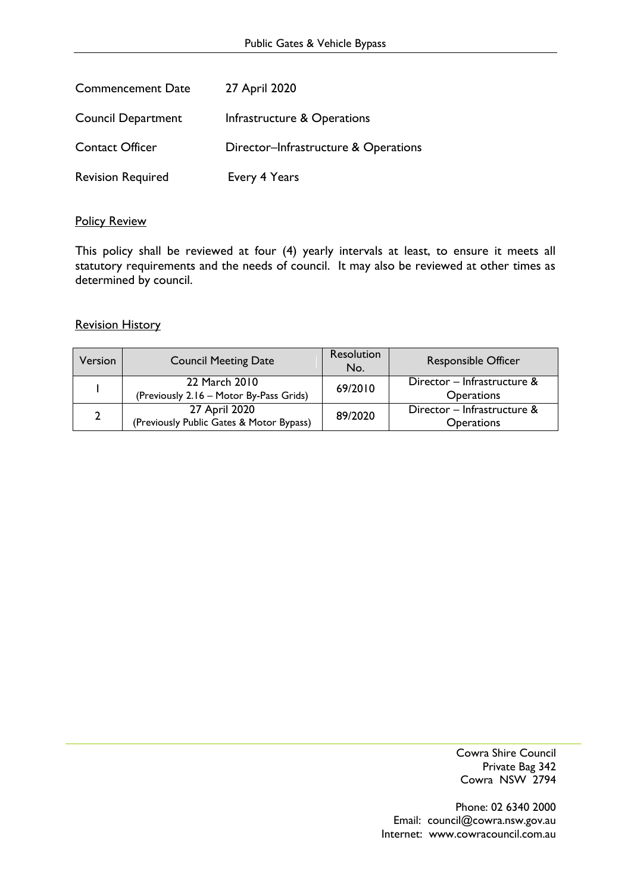| | |
|---|---|
| Commencement Date | 27 April 2020 |
| Council Department | Infrastructure & Operations |
| Contact Officer | Director–Infrastructure & Operations |
| Revision Required | Every 4 Years |

## Policy Review

This policy shall be reviewed at four (4) yearly intervals at least, to ensure it meets all statutory requirements and the needs of council. It may also be reviewed at other times as determined by council.

## Revision History

| Version | Council Meeting Date | Resolution No. | Responsible Officer |
|---|---|---|---|
| 1 | 22 March 2010 (Previously 2.16 – Motor By-Pass Grids) | 69/2010 | Director – Infrastructure & Operations |
| 2 | 27 April 2020 (Previously Public Gates & Motor Bypass) | 89/2020 | Director – Infrastructure & Operations |

Cowra Shire Council
Private Bag 342
Cowra NSW 2794

Phone: 02 6340 2000
Email: council@cowra.nsw.gov.au
Internet: www.cowracouncil.com.au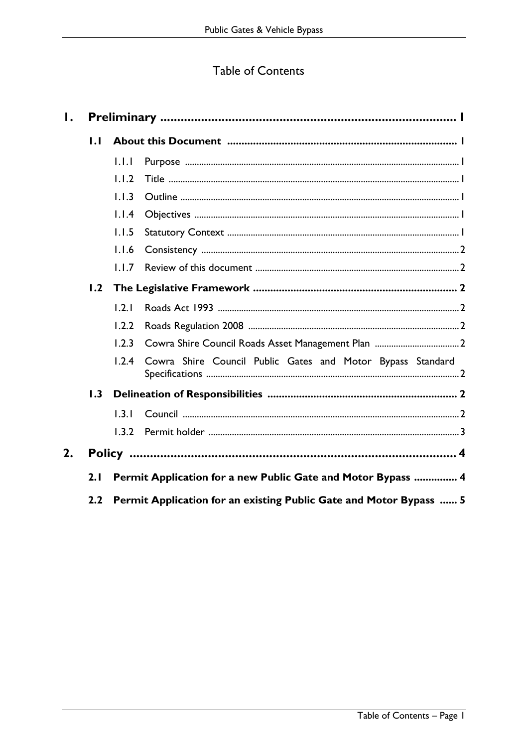# Table of Contents

**1. Preliminary ........................................................................................ 1**

**1.1 About this Document ............................................................................... 1**

- 1.1.1 Purpose ........................................................................................... 1
- 1.1.2 Title ................................................................................................. 1
- 1.1.3 Outline ............................................................................................ 1
- 1.1.4 Objectives ....................................................................................... 1
- 1.1.5 Statutory Context ............................................................................ 1
- 1.1.6 Consistency ..................................................................................... 2
- 1.1.7 Review of this document ................................................................. 2

**1.2 The Legislative Framework ...................................................................... 2**

- 1.2.1 Roads Act 1993 ................................................................................ 2
- 1.2.2 Roads Regulation 2008 .................................................................... 2
- 1.2.3 Cowra Shire Council Roads Asset Management Plan ...................... 2
- 1.2.4 Cowra Shire Council Public Gates and Motor Bypass Standard Specifications ........................................................................................... 2

**1.3 Delineation of Responsibilities ................................................................ 2**

- 1.3.1 Council ............................................................................................ 2
- 1.3.2 Permit holder ................................................................................... 3

**2. Policy .................................................................................................. 4**

**2.1 Permit Application for a new Public Gate and Motor Bypass ............... 4**

**2.2 Permit Application for an existing Public Gate and Motor Bypass ...... 5**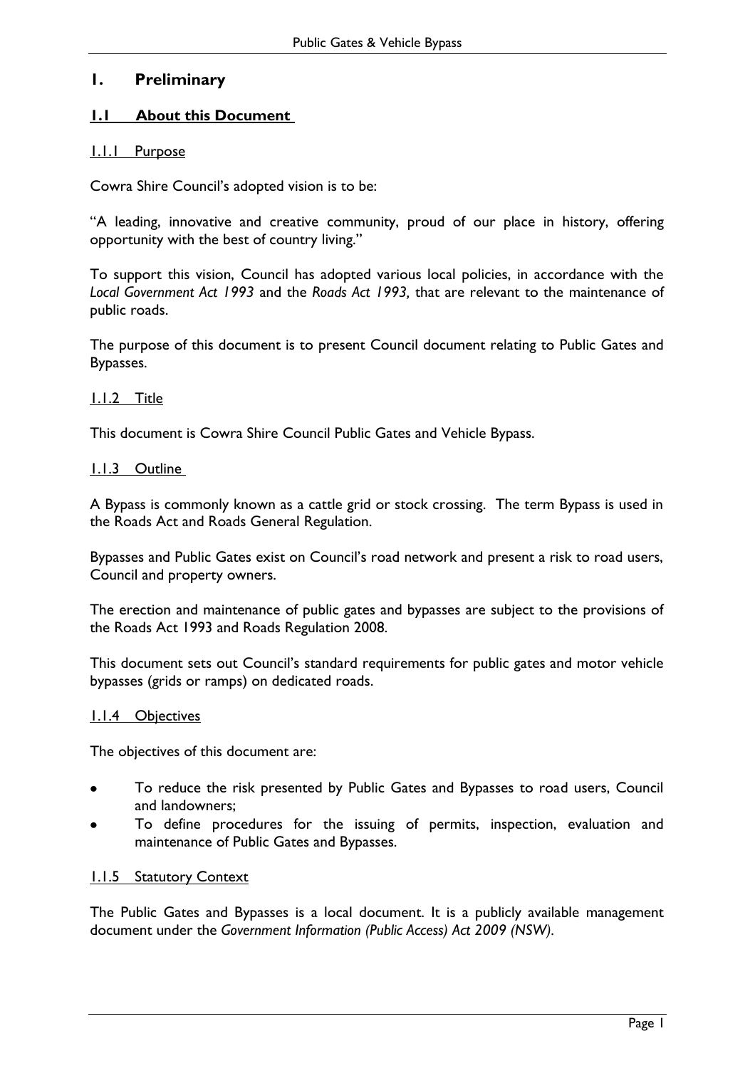# 1. Preliminary

## 1.1 About this Document

### 1.1.1 Purpose

Cowra Shire Council's adopted vision is to be:

"A leading, innovative and creative community, proud of our place in history, offering opportunity with the best of country living."

To support this vision, Council has adopted various local policies, in accordance with the *Local Government Act 1993* and the *Roads Act 1993,* that are relevant to the maintenance of public roads.

The purpose of this document is to present Council document relating to Public Gates and Bypasses.

### 1.1.2 Title

This document is Cowra Shire Council Public Gates and Vehicle Bypass.

### 1.1.3 Outline

A Bypass is commonly known as a cattle grid or stock crossing. The term Bypass is used in the Roads Act and Roads General Regulation.

Bypasses and Public Gates exist on Council's road network and present a risk to road users, Council and property owners.

The erection and maintenance of public gates and bypasses are subject to the provisions of the Roads Act 1993 and Roads Regulation 2008.

This document sets out Council's standard requirements for public gates and motor vehicle bypasses (grids or ramps) on dedicated roads.

### 1.1.4 Objectives

The objectives of this document are:

- To reduce the risk presented by Public Gates and Bypasses to road users, Council and landowners;
- To define procedures for the issuing of permits, inspection, evaluation and maintenance of Public Gates and Bypasses.

### 1.1.5 Statutory Context

The Public Gates and Bypasses is a local document. It is a publicly available management document under the *Government Information (Public Access) Act 2009 (NSW)*.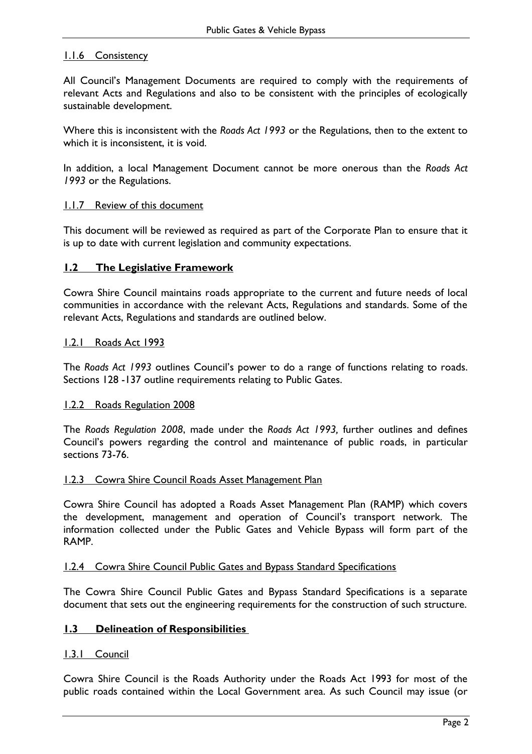#### 1.1.6 Consistency

All Council's Management Documents are required to comply with the requirements of relevant Acts and Regulations and also to be consistent with the principles of ecologically sustainable development.

Where this is inconsistent with the *Roads Act 1993* or the Regulations, then to the extent to which it is inconsistent, it is void.

In addition, a local Management Document cannot be more onerous than the *Roads Act 1993* or the Regulations.

#### 1.1.7 Review of this document

This document will be reviewed as required as part of the Corporate Plan to ensure that it is up to date with current legislation and community expectations.

### 1.2 The Legislative Framework

Cowra Shire Council maintains roads appropriate to the current and future needs of local communities in accordance with the relevant Acts, Regulations and standards. Some of the relevant Acts, Regulations and standards are outlined below.

#### 1.2.1 Roads Act 1993

The *Roads Act 1993* outlines Council's power to do a range of functions relating to roads. Sections 128 -137 outline requirements relating to Public Gates.

#### 1.2.2 Roads Regulation 2008

The *Roads Regulation 2008*, made under the *Roads Act 1993,* further outlines and defines Council's powers regarding the control and maintenance of public roads, in particular sections 73-76.

#### 1.2.3 Cowra Shire Council Roads Asset Management Plan

Cowra Shire Council has adopted a Roads Asset Management Plan (RAMP) which covers the development, management and operation of Council's transport network. The information collected under the Public Gates and Vehicle Bypass will form part of the RAMP.

#### 1.2.4 Cowra Shire Council Public Gates and Bypass Standard Specifications

The Cowra Shire Council Public Gates and Bypass Standard Specifications is a separate document that sets out the engineering requirements for the construction of such structure.

### 1.3 Delineation of Responsibilities

#### 1.3.1 Council

Cowra Shire Council is the Roads Authority under the Roads Act 1993 for most of the public roads contained within the Local Government area. As such Council may issue (or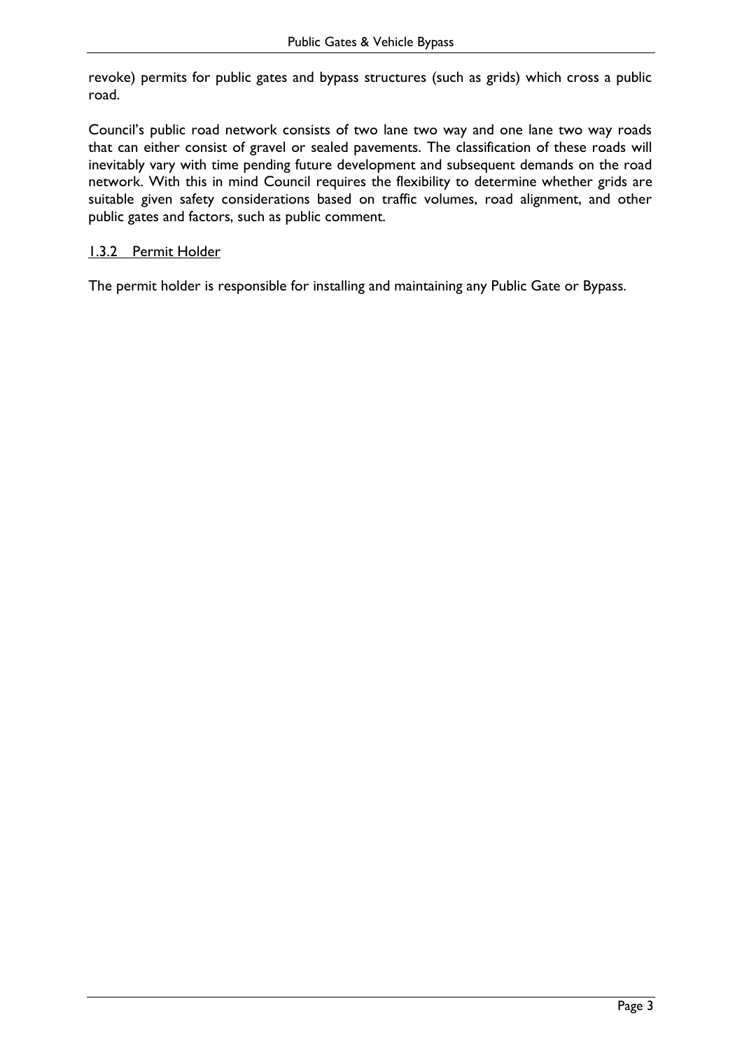revoke) permits for public gates and bypass structures (such as grids) which cross a public road.

Council's public road network consists of two lane two way and one lane two way roads that can either consist of gravel or sealed pavements. The classification of these roads will inevitably vary with time pending future development and subsequent demands on the road network. With this in mind Council requires the flexibility to determine whether grids are suitable given safety considerations based on traffic volumes, road alignment, and other public gates and factors, such as public comment.

#### 1.3.2 Permit Holder

The permit holder is responsible for installing and maintaining any Public Gate or Bypass.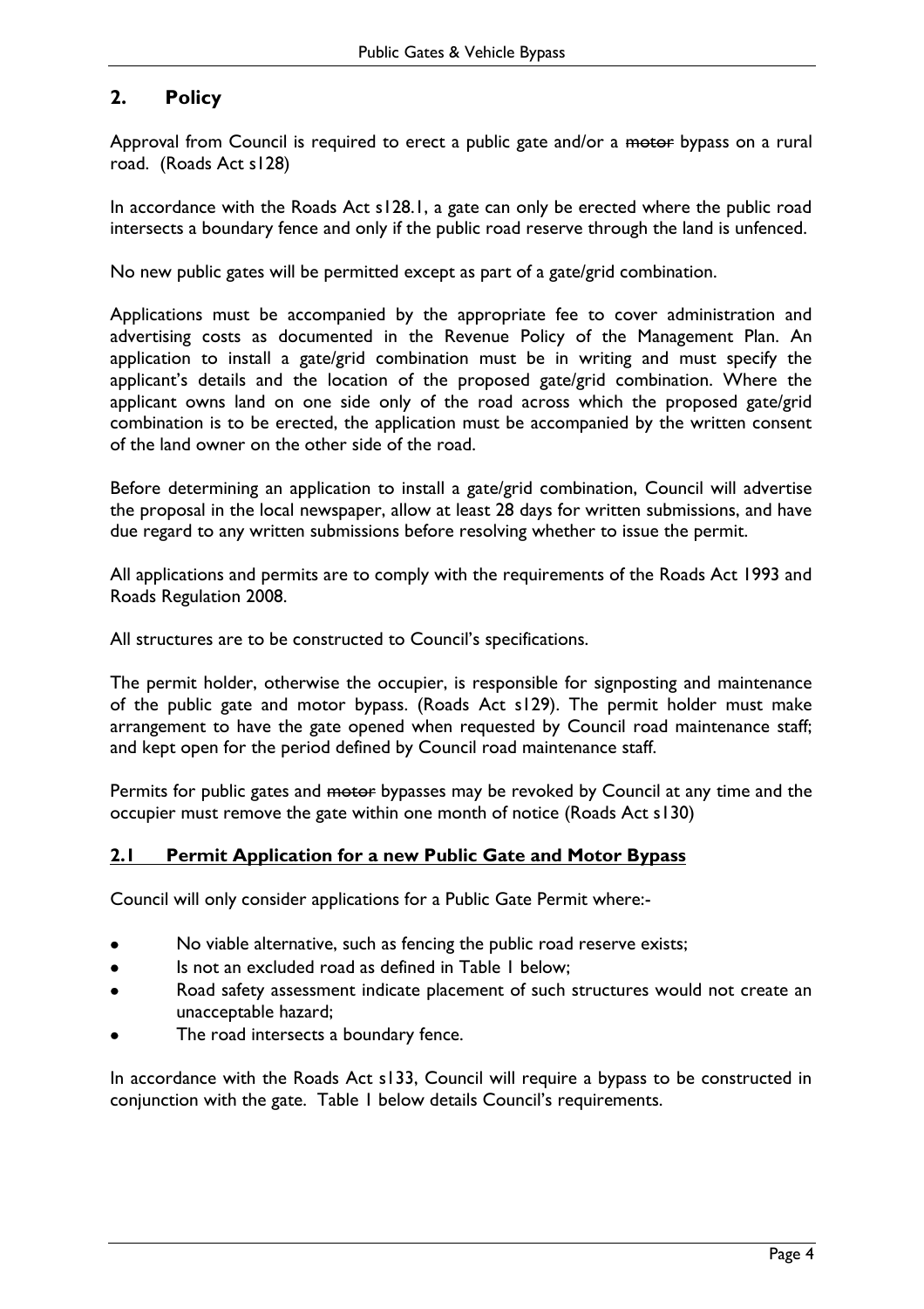## 2. Policy

Approval from Council is required to erect a public gate and/or a ~~motor~~ bypass on a rural road. (Roads Act s128)

In accordance with the Roads Act s128.1, a gate can only be erected where the public road intersects a boundary fence and only if the public road reserve through the land is unfenced.

No new public gates will be permitted except as part of a gate/grid combination.

Applications must be accompanied by the appropriate fee to cover administration and advertising costs as documented in the Revenue Policy of the Management Plan. An application to install a gate/grid combination must be in writing and must specify the applicant's details and the location of the proposed gate/grid combination. Where the applicant owns land on one side only of the road across which the proposed gate/grid combination is to be erected, the application must be accompanied by the written consent of the land owner on the other side of the road.

Before determining an application to install a gate/grid combination, Council will advertise the proposal in the local newspaper, allow at least 28 days for written submissions, and have due regard to any written submissions before resolving whether to issue the permit.

All applications and permits are to comply with the requirements of the Roads Act 1993 and Roads Regulation 2008.

All structures are to be constructed to Council's specifications.

The permit holder, otherwise the occupier, is responsible for signposting and maintenance of the public gate and motor bypass. (Roads Act s129). The permit holder must make arrangement to have the gate opened when requested by Council road maintenance staff; and kept open for the period defined by Council road maintenance staff.

Permits for public gates and ~~motor~~ bypasses may be revoked by Council at any time and the occupier must remove the gate within one month of notice (Roads Act s130)

### 2.1 Permit Application for a new Public Gate and Motor Bypass

Council will only consider applications for a Public Gate Permit where:-

- No viable alternative, such as fencing the public road reserve exists;
- Is not an excluded road as defined in Table 1 below;
- Road safety assessment indicate placement of such structures would not create an unacceptable hazard;
- The road intersects a boundary fence.

In accordance with the Roads Act s133, Council will require a bypass to be constructed in conjunction with the gate. Table 1 below details Council's requirements.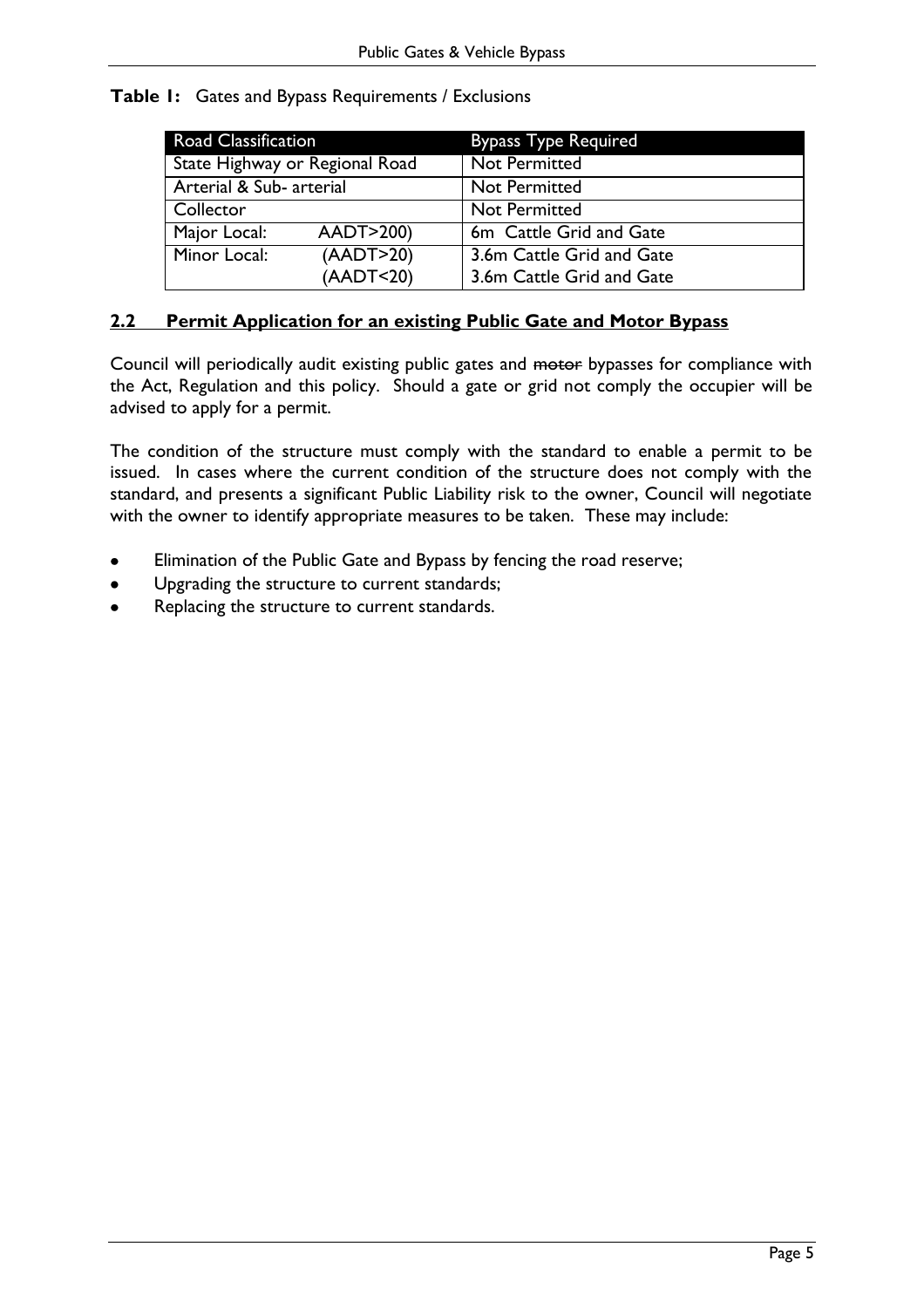**Table 1:** Gates and Bypass Requirements / Exclusions

| Road Classification | | Bypass Type Required |
|---|---|---|
| State Highway or Regional Road | | Not Permitted |
| Arterial & Sub- arterial | | Not Permitted |
| Collector | | Not Permitted |
| Major Local: | AADT>200) | 6m Cattle Grid and Gate |
| Minor Local: | (AADT>20) | 3.6m Cattle Grid and Gate |
| | (AADT<20) | 3.6m Cattle Grid and Gate |

## 2.2 Permit Application for an existing Public Gate and Motor Bypass

Council will periodically audit existing public gates and ~~motor~~ bypasses for compliance with the Act, Regulation and this policy. Should a gate or grid not comply the occupier will be advised to apply for a permit.

The condition of the structure must comply with the standard to enable a permit to be issued. In cases where the current condition of the structure does not comply with the standard, and presents a significant Public Liability risk to the owner, Council will negotiate with the owner to identify appropriate measures to be taken. These may include:

- Elimination of the Public Gate and Bypass by fencing the road reserve;
- Upgrading the structure to current standards;
- Replacing the structure to current standards.